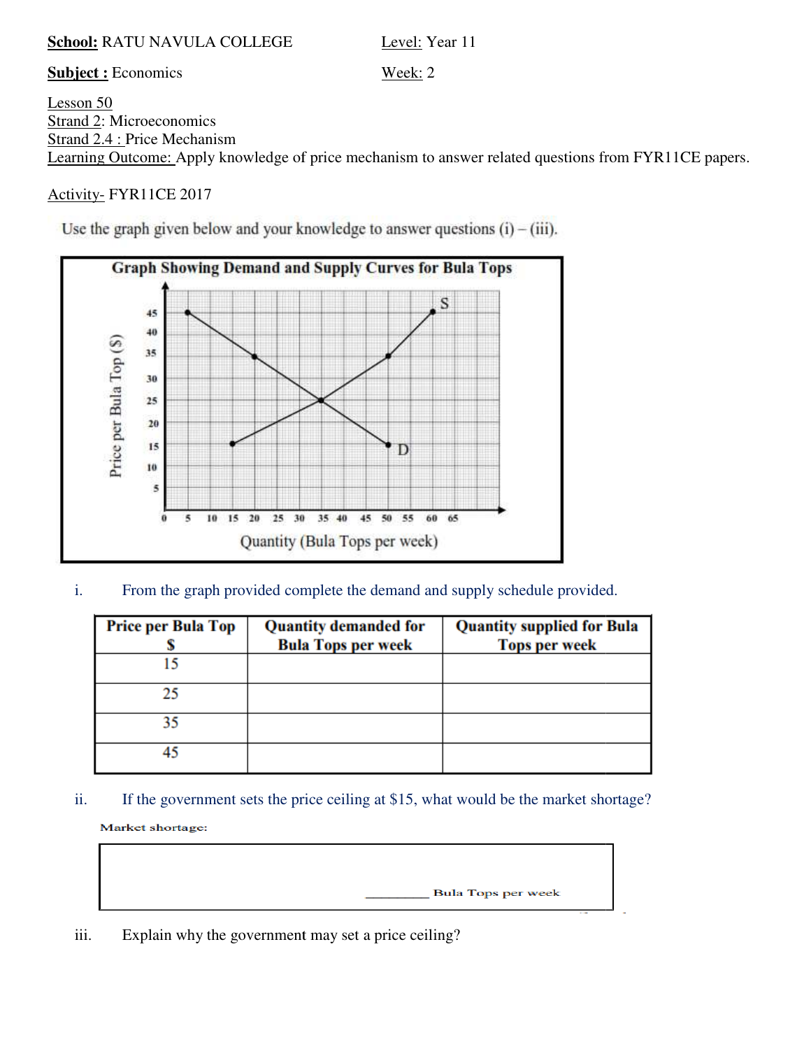**School:** RATU NAVULA COLLEGE  Level: Year 11

**Subject :** Economics  Week: 2

Lesson 50

Strand 2: Microeconomics

Strand 2.4 : Price Mechanism

Learning Outcome: Apply knowledge of price mechanism to answer related questions from FYR11CE papers.

Activity- FYR11CE 2017

Use the graph given below and your knowledge to answer questions (i) – (iii).

**Graph Showing Demand and Supply Curves for Bula Tops**

i. From the graph provided complete the demand and supply schedule provided.

| Price per Bula Top $ | Quantity demanded for Bula Tops per week | Quantity supplied for Bula Tops per week |
|---|---|---|
| 15 | | |
| 25 | | |
| 35 | | |
| 45 | | |

ii. If the government sets the price ceiling at $15, what would be the market shortage?

Market shortage:

_________ Bula Tops per week

iii. Explain why the government may set a price ceiling?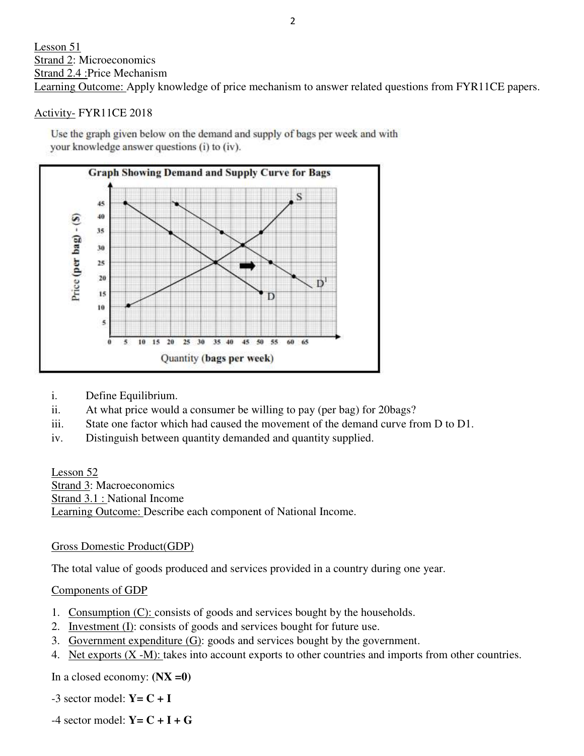Lesson 51

Strand 2: Microeconomics

Strand 2.4 :Price Mechanism

Learning Outcome: Apply knowledge of price mechanism to answer related questions from FYR11CE papers.

Activity- FYR11CE 2018

Use the graph given below on the demand and supply of bags per week and with your knowledge answer questions (i) to (iv).

**Graph Showing Demand and Supply Curve for Bags**

i. Define Equilibrium.

ii. At what price would a consumer be willing to pay (per bag) for 20bags?

iii. State one factor which had caused the movement of the demand curve from D to D1.

iv. Distinguish between quantity demanded and quantity supplied.

Lesson 52

Strand 3: Macroeconomics

Strand 3.1 : National Income

Learning Outcome: Describe each component of National Income.

Gross Domestic Product(GDP)

The total value of goods produced and services provided in a country during one year.

Components of GDP

1. Consumption (C): consists of goods and services bought by the households.
2. Investment (I): consists of goods and services bought for future use.
3. Government expenditure (G): goods and services bought by the government.
4. Net exports (X -M): takes into account exports to other countries and imports from other countries.

In a closed economy: **(NX =0)**

-3 sector model: **Y= C + I**

-4 sector model: **Y= C + I + G**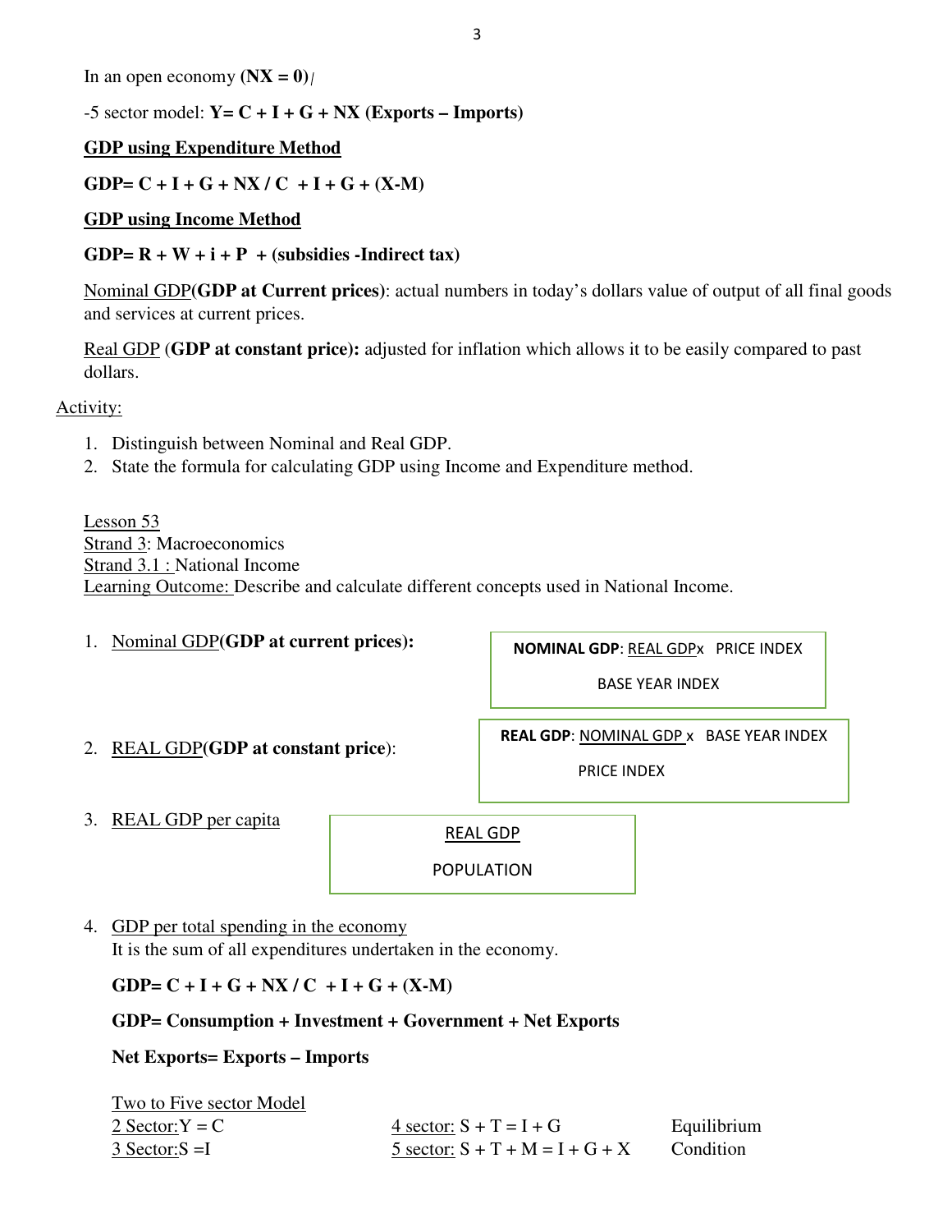In an open economy (**NX = 0**)/

-5 sector model: **Y= C + I + G + NX (Exports – Imports)**

**<u>GDP using Expenditure Method</u>**

**GDP= C + I + G + NX / C + I + G + (X-M)**

**<u>GDP using Income Method</u>**

**GDP= R + W + i + P + (subsidies -Indirect tax)**

<u>Nominal GDP</u>(**GDP at Current prices**): actual numbers in today's dollars value of output of all final goods and services at current prices.

<u>Real GDP</u> (**GDP at constant price**)**:** adjusted for inflation which allows it to be easily compared to past dollars.

<u>Activity:</u>

1. Distinguish between Nominal and Real GDP.
2. State the formula for calculating GDP using Income and Expenditure method.

<u>Lesson 53</u>
<u>Strand 3</u>: Macroeconomics
<u>Strand 3.1 :</u> National Income
<u>Learning Outcome:</u> Describe and calculate different concepts used in National Income.

1. <u>Nominal GDP</u>(**GDP at current prices**)**:**

$$\textbf{NOMINAL GDP}: \frac{\text{REAL GDP} \times \text{PRICE INDEX}}{\text{BASE YEAR INDEX}}$$

2. <u>REAL GDP</u>(**GDP at constant price**):

$$\textbf{REAL GDP}: \frac{\text{NOMINAL GDP} \times \text{BASE YEAR INDEX}}{\text{PRICE INDEX}}$$

3. <u>REAL GDP per capita</u>

$$\frac{\text{REAL GDP}}{\text{POPULATION}}$$

4. <u>GDP per total spending in the economy</u>
   It is the sum of all expenditures undertaken in the economy.

   **GDP= C + I + G + NX / C + I + G + (X-M)**

   **GDP= Consumption + Investment + Government + Net Exports**

   **Net Exports= Exports – Imports**

   <u>Two to Five sector Model</u>

   | | | |
   |---|---|---|
   | <u>2 Sector:</u> Y = C | <u>4 sector:</u> S + T = I + G | Equilibrium |
   | <u>3 Sector:</u> S = I | <u>5 sector:</u> S + T + M = I + G + X | Condition |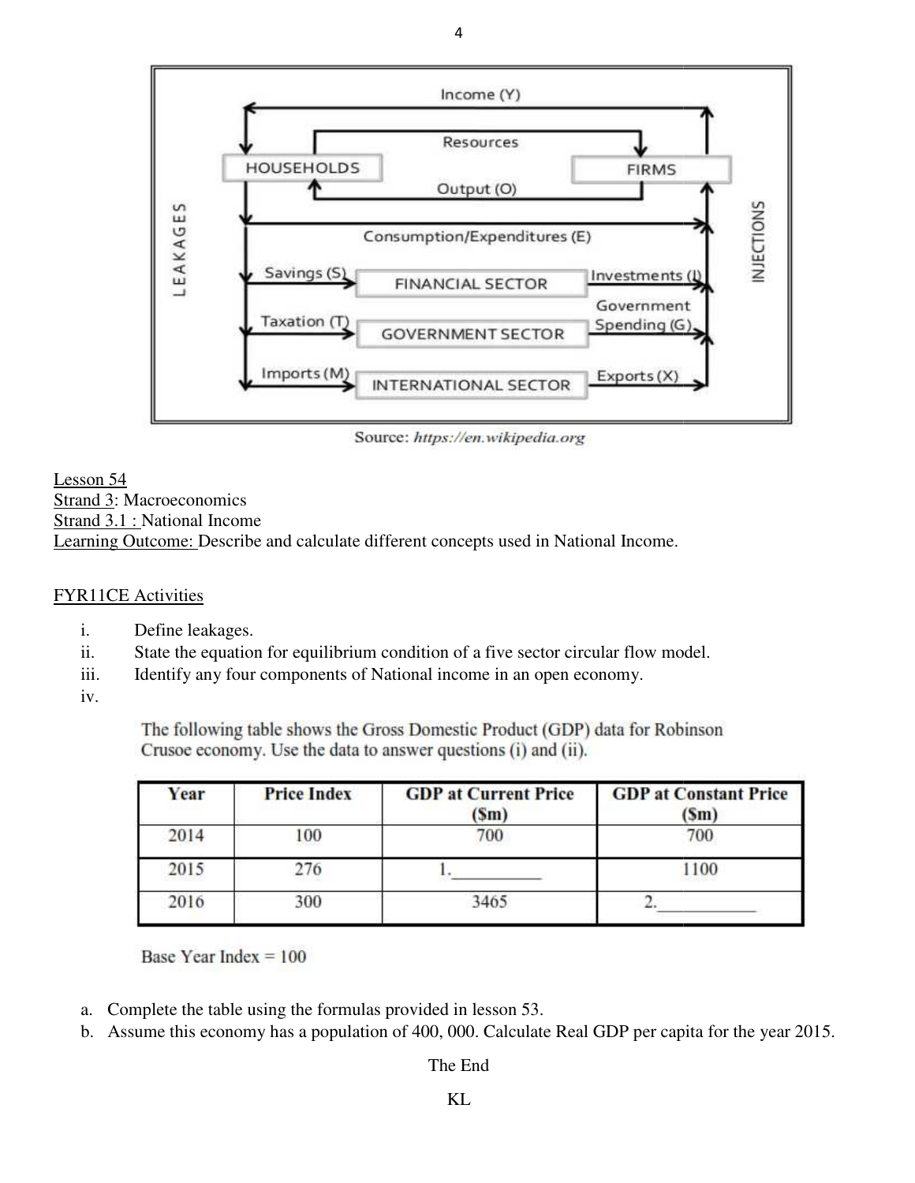Income (Y)

Resources

HOUSEHOLDS

FIRMS

Output (O)

Consumption/Expenditures (E)

Savings (S)

FINANCIAL SECTOR

Investments (I)

Taxation (T)

GOVERNMENT SECTOR

Government Spending (G)

Imports (M)

INTERNATIONAL SECTOR

Exports (X)

LEAKAGES

INJECTIONS

Source: *https://en.wikipedia.org*

<u>Lesson 54</u>
<u>Strand 3</u>: Macroeconomics
<u>Strand 3.1 :</u> National Income
<u>Learning Outcome:</u> Describe and calculate different concepts used in National Income.

<u>FYR11CE Activities</u>

i. Define leakages.
ii. State the equation for equilibrium condition of a five sector circular flow model.
iii. Identify any four components of National income in an open economy.
iv.

The following table shows the Gross Domestic Product (GDP) data for Robinson Crusoe economy. Use the data to answer questions (i) and (ii).

| Year | Price Index | GDP at Current Price ($m) | GDP at Constant Price ($m) |
|---|---|---|---|
| 2014 | 100 | 700 | 700 |
| 2015 | 276 | 1.__________ | 1100 |
| 2016 | 300 | 3465 | 2.__________ |

Base Year Index = 100

a. Complete the table using the formulas provided in lesson 53.
b. Assume this economy has a population of 400, 000. Calculate Real GDP per capita for the year 2015.

The End

KL